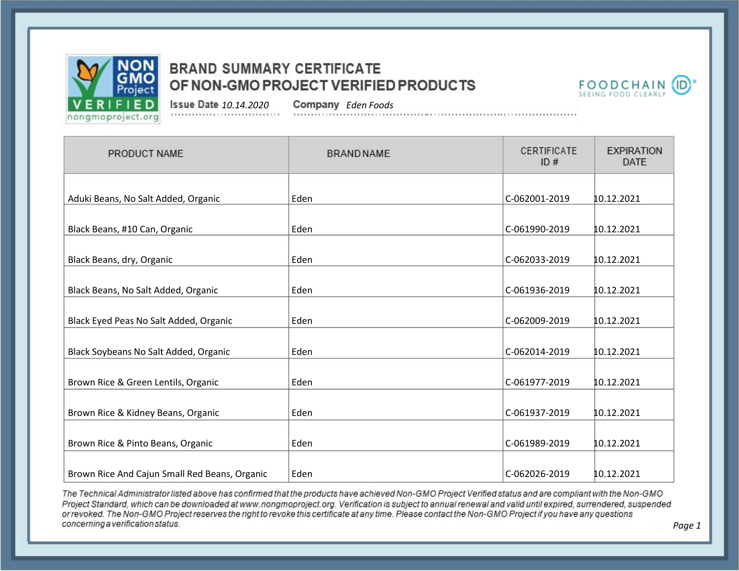# BRAND SUMMARY CERTIFICATE OF NON-GMO PROJECT VERIFIED PRODUCTS

**Issue Date** *10.14.2020* **Company** *Eden Foods*

| PRODUCT NAME | BRAND NAME | CERTIFICATE ID # | EXPIRATION DATE |
|---|---|---|---|
| Aduki Beans, No Salt Added, Organic | Eden | C-062001-2019 | 10.12.2021 |
| Black Beans, #10 Can, Organic | Eden | C-061990-2019 | 10.12.2021 |
| Black Beans, dry, Organic | Eden | C-062033-2019 | 10.12.2021 |
| Black Beans, No Salt Added, Organic | Eden | C-061936-2019 | 10.12.2021 |
| Black Eyed Peas No Salt Added, Organic | Eden | C-062009-2019 | 10.12.2021 |
| Black Soybeans No Salt Added, Organic | Eden | C-062014-2019 | 10.12.2021 |
| Brown Rice & Green Lentils, Organic | Eden | C-061977-2019 | 10.12.2021 |
| Brown Rice & Kidney Beans, Organic | Eden | C-061937-2019 | 10.12.2021 |
| Brown Rice & Pinto Beans, Organic | Eden | C-061989-2019 | 10.12.2021 |
| Brown Rice And Cajun Small Red Beans, Organic | Eden | C-062026-2019 | 10.12.2021 |

*The Technical Administrator listed above has confirmed that the products have achieved Non-GMO Project Verified status and are compliant with the Non-GMO Project Standard, which can be downloaded at www.nongmoproject.org. Verification is subject to annual renewal and valid until expired, surrendered, suspended or revoked. The Non-GMO Project reserves the right to revoke this certificate at any time. Please contact the Non-GMO Project if you have any questions concerning a verification status.*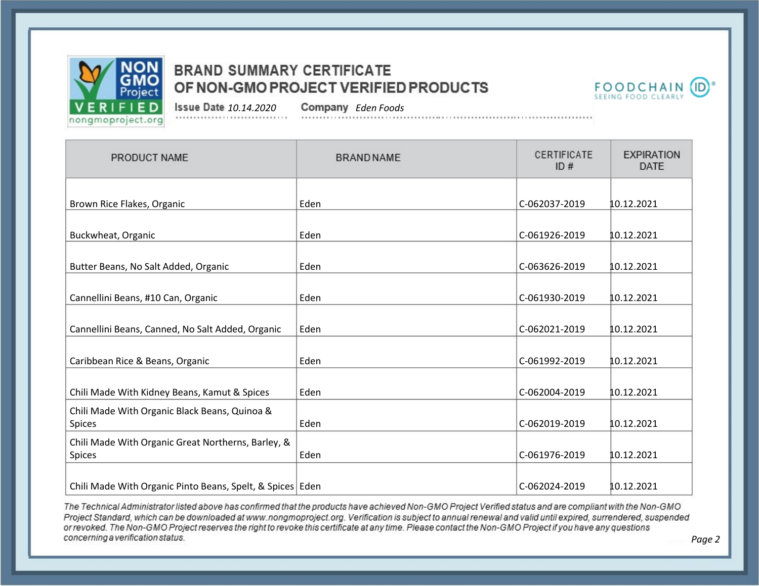# BRAND SUMMARY CERTIFICATE OF NON-GMO PROJECT VERIFIED PRODUCTS

**Issue Date** *10.14.2020* **Company** *Eden Foods*

| PRODUCT NAME | BRAND NAME | CERTIFICATE ID # | EXPIRATION DATE |
|---|---|---|---|
| Brown Rice Flakes, Organic | Eden | C-062037-2019 | 10.12.2021 |
| Buckwheat, Organic | Eden | C-061926-2019 | 10.12.2021 |
| Butter Beans, No Salt Added, Organic | Eden | C-063626-2019 | 10.12.2021 |
| Cannellini Beans, #10 Can, Organic | Eden | C-061930-2019 | 10.12.2021 |
| Cannellini Beans, Canned, No Salt Added, Organic | Eden | C-062021-2019 | 10.12.2021 |
| Caribbean Rice & Beans, Organic | Eden | C-061992-2019 | 10.12.2021 |
| Chili Made With Kidney Beans, Kamut & Spices | Eden | C-062004-2019 | 10.12.2021 |
| Chili Made With Organic Black Beans, Quinoa & Spices | Eden | C-062019-2019 | 10.12.2021 |
| Chili Made With Organic Great Northerns, Barley, & Spices | Eden | C-061976-2019 | 10.12.2021 |
| Chili Made With Organic Pinto Beans, Spelt, & Spices | Eden | C-062024-2019 | 10.12.2021 |

*The Technical Administrator listed above has confirmed that the products have achieved Non-GMO Project Verified status and are compliant with the Non-GMO Project Standard, which can be downloaded at www.nongmoproject.org. Verification is subject to annual renewal and valid until expired, surrendered, suspended or revoked. The Non-GMO Project reserves the right to revoke this certificate at any time. Please contact the Non-GMO Project if you have any questions concerning a verification status.*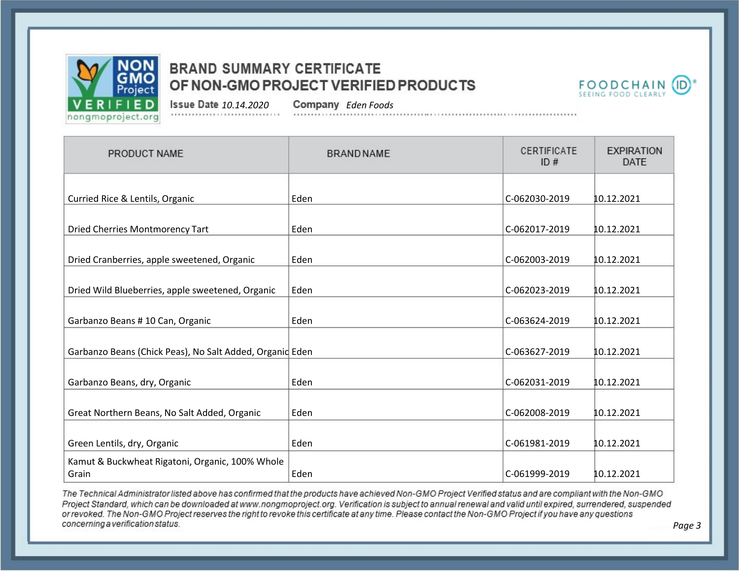# BRAND SUMMARY CERTIFICATE OF NON-GMO PROJECT VERIFIED PRODUCTS

**Issue Date** *10.14.2020* **Company** *Eden Foods*

| PRODUCT NAME | BRAND NAME | CERTIFICATE ID # | EXPIRATION DATE |
|---|---|---|---|
| Curried Rice & Lentils, Organic | Eden | C-062030-2019 | 10.12.2021 |
| Dried Cherries Montmorency Tart | Eden | C-062017-2019 | 10.12.2021 |
| Dried Cranberries, apple sweetened, Organic | Eden | C-062003-2019 | 10.12.2021 |
| Dried Wild Blueberries, apple sweetened, Organic | Eden | C-062023-2019 | 10.12.2021 |
| Garbanzo Beans # 10 Can, Organic | Eden | C-063624-2019 | 10.12.2021 |
| Garbanzo Beans (Chick Peas), No Salt Added, Organic | Eden | C-063627-2019 | 10.12.2021 |
| Garbanzo Beans, dry, Organic | Eden | C-062031-2019 | 10.12.2021 |
| Great Northern Beans, No Salt Added, Organic | Eden | C-062008-2019 | 10.12.2021 |
| Green Lentils, dry, Organic | Eden | C-061981-2019 | 10.12.2021 |
| Kamut & Buckwheat Rigatoni, Organic, 100% Whole Grain | Eden | C-061999-2019 | 10.12.2021 |

*The Technical Administrator listed above has confirmed that the products have achieved Non-GMO Project Verified status and are compliant with the Non-GMO Project Standard, which can be downloaded at www.nongmoproject.org. Verification is subject to annual renewal and valid until expired, surrendered, suspended or revoked. The Non-GMO Project reserves the right to revoke this certificate at any time. Please contact the Non-GMO Project if you have any questions concerning a verification status.*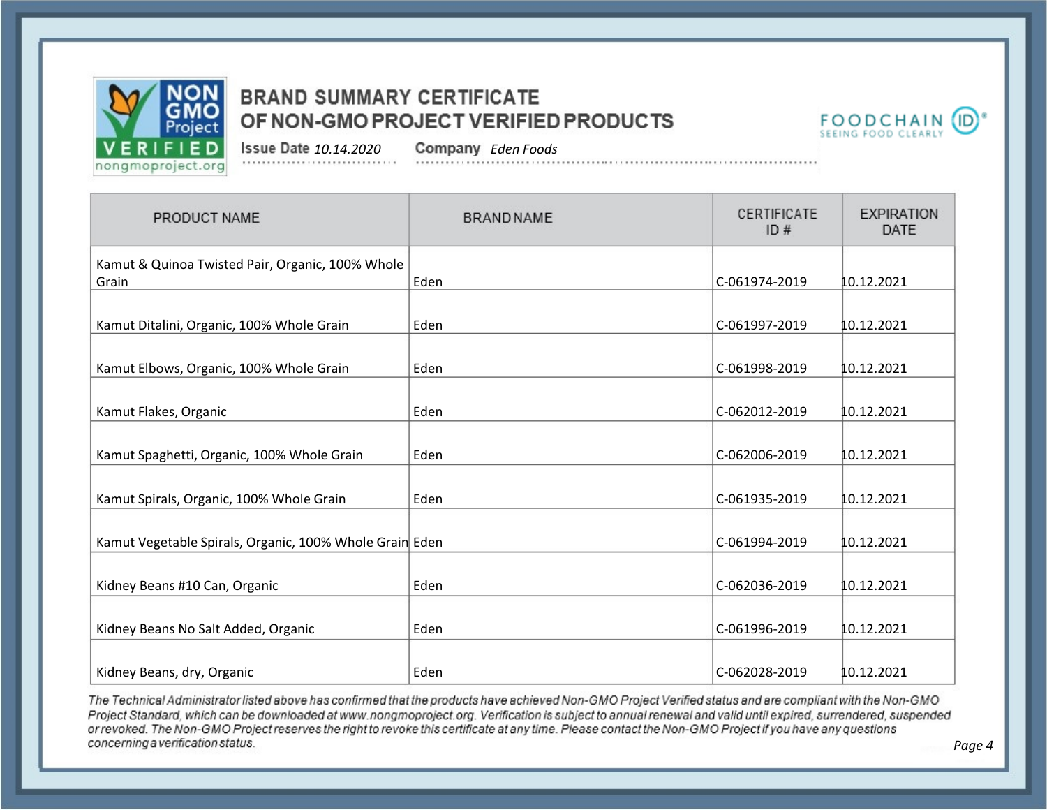# BRAND SUMMARY CERTIFICATE OF NON-GMO PROJECT VERIFIED PRODUCTS

**Issue Date** *10.14.2020* **Company** *Eden Foods*

| PRODUCT NAME | BRAND NAME | CERTIFICATE ID # | EXPIRATION DATE |
|---|---|---|---|
| Kamut & Quinoa Twisted Pair, Organic, 100% Whole Grain | Eden | C-061974-2019 | 10.12.2021 |
| Kamut Ditalini, Organic, 100% Whole Grain | Eden | C-061997-2019 | 10.12.2021 |
| Kamut Elbows, Organic, 100% Whole Grain | Eden | C-061998-2019 | 10.12.2021 |
| Kamut Flakes, Organic | Eden | C-062012-2019 | 10.12.2021 |
| Kamut Spaghetti, Organic, 100% Whole Grain | Eden | C-062006-2019 | 10.12.2021 |
| Kamut Spirals, Organic, 100% Whole Grain | Eden | C-061935-2019 | 10.12.2021 |
| Kamut Vegetable Spirals, Organic, 100% Whole Grain | Eden | C-061994-2019 | 10.12.2021 |
| Kidney Beans #10 Can, Organic | Eden | C-062036-2019 | 10.12.2021 |
| Kidney Beans No Salt Added, Organic | Eden | C-061996-2019 | 10.12.2021 |
| Kidney Beans, dry, Organic | Eden | C-062028-2019 | 10.12.2021 |

*The Technical Administrator listed above has confirmed that the products have achieved Non-GMO Project Verified status and are compliant with the Non-GMO Project Standard, which can be downloaded at www.nongmoproject.org. Verification is subject to annual renewal and valid until expired, surrendered, suspended or revoked. The Non-GMO Project reserves the right to revoke this certificate at any time. Please contact the Non-GMO Project if you have any questions concerning a verification status.*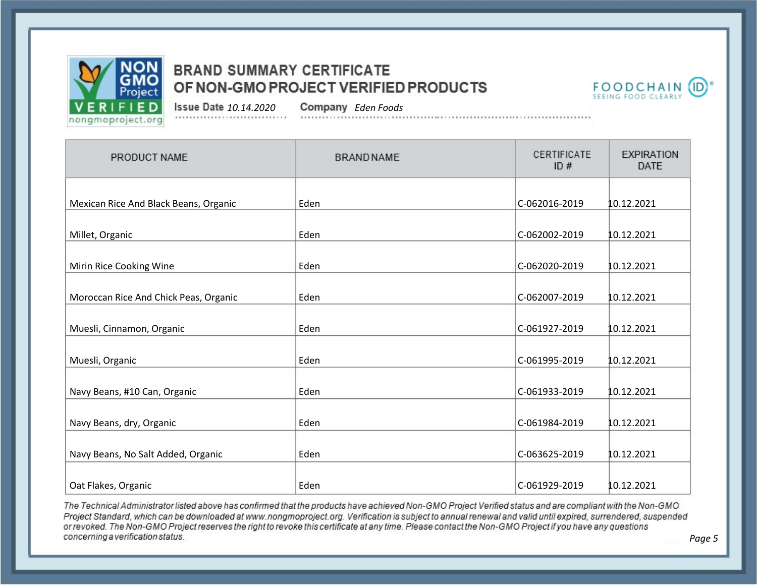# BRAND SUMMARY CERTIFICATE OF NON-GMO PROJECT VERIFIED PRODUCTS

**Issue Date** *10.14.2020* **Company** *Eden Foods*

| PRODUCT NAME | BRAND NAME | CERTIFICATE ID # | EXPIRATION DATE |
|---|---|---|---|
| Mexican Rice And Black Beans, Organic | Eden | C-062016-2019 | 10.12.2021 |
| Millet, Organic | Eden | C-062002-2019 | 10.12.2021 |
| Mirin Rice Cooking Wine | Eden | C-062020-2019 | 10.12.2021 |
| Moroccan Rice And Chick Peas, Organic | Eden | C-062007-2019 | 10.12.2021 |
| Muesli, Cinnamon, Organic | Eden | C-061927-2019 | 10.12.2021 |
| Muesli, Organic | Eden | C-061995-2019 | 10.12.2021 |
| Navy Beans, #10 Can, Organic | Eden | C-061933-2019 | 10.12.2021 |
| Navy Beans, dry, Organic | Eden | C-061984-2019 | 10.12.2021 |
| Navy Beans, No Salt Added, Organic | Eden | C-063625-2019 | 10.12.2021 |
| Oat Flakes, Organic | Eden | C-061929-2019 | 10.12.2021 |

*The Technical Administrator listed above has confirmed that the products have achieved Non-GMO Project Verified status and are compliant with the Non-GMO Project Standard, which can be downloaded at www.nongmoproject.org. Verification is subject to annual renewal and valid until expired, surrendered, suspended or revoked. The Non-GMO Project reserves the right to revoke this certificate at any time. Please contact the Non-GMO Project if you have any questions concerning a verification status.*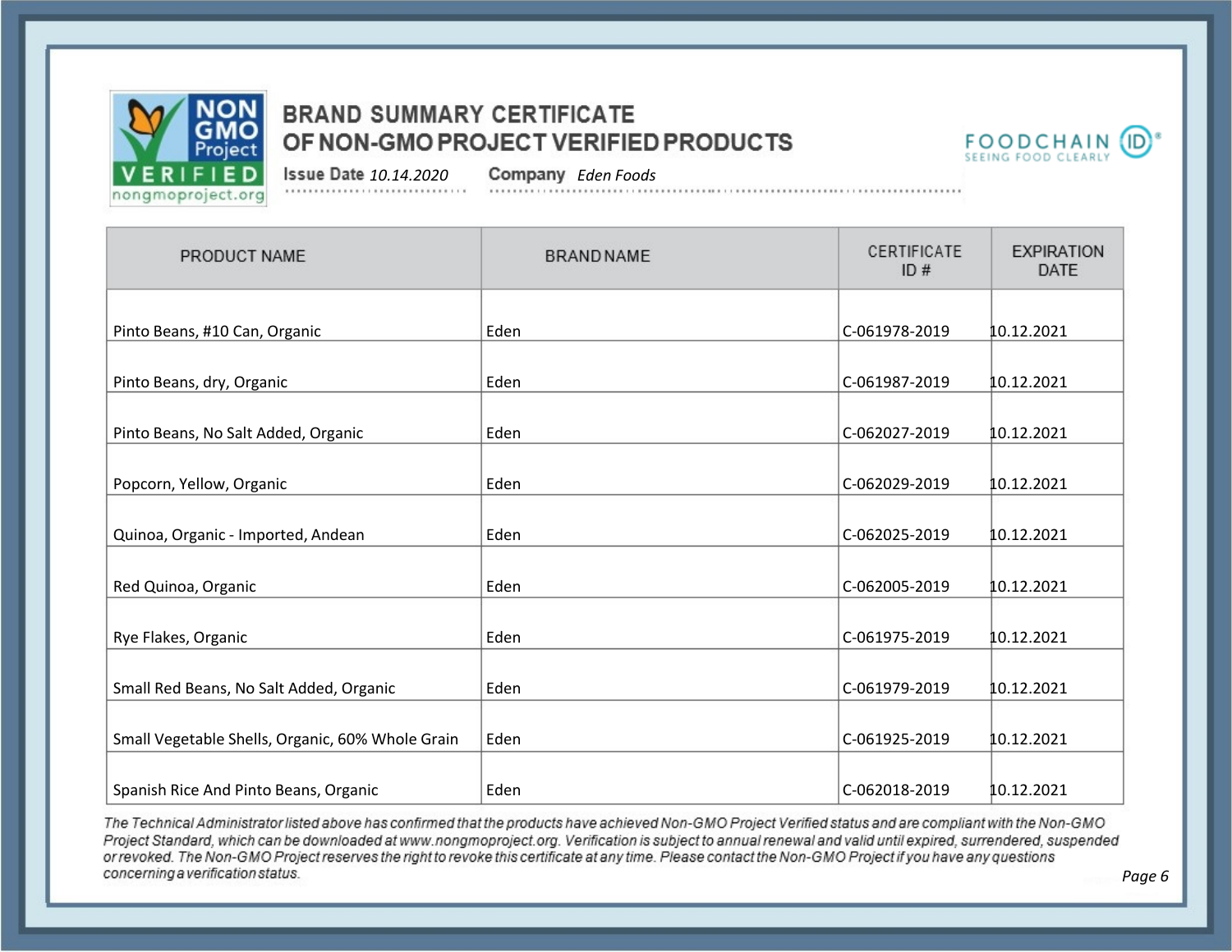# BRAND SUMMARY CERTIFICATE OF NON-GMO PROJECT VERIFIED PRODUCTS

**Issue Date** *10.14.2020* **Company** *Eden Foods*

| PRODUCT NAME | BRAND NAME | CERTIFICATE ID # | EXPIRATION DATE |
|---|---|---|---|
| Pinto Beans, #10 Can, Organic | Eden | C-061978-2019 | 10.12.2021 |
| Pinto Beans, dry, Organic | Eden | C-061987-2019 | 10.12.2021 |
| Pinto Beans, No Salt Added, Organic | Eden | C-062027-2019 | 10.12.2021 |
| Popcorn, Yellow, Organic | Eden | C-062029-2019 | 10.12.2021 |
| Quinoa, Organic - Imported, Andean | Eden | C-062025-2019 | 10.12.2021 |
| Red Quinoa, Organic | Eden | C-062005-2019 | 10.12.2021 |
| Rye Flakes, Organic | Eden | C-061975-2019 | 10.12.2021 |
| Small Red Beans, No Salt Added, Organic | Eden | C-061979-2019 | 10.12.2021 |
| Small Vegetable Shells, Organic, 60% Whole Grain | Eden | C-061925-2019 | 10.12.2021 |
| Spanish Rice And Pinto Beans, Organic | Eden | C-062018-2019 | 10.12.2021 |

*The Technical Administrator listed above has confirmed that the products have achieved Non-GMO Project Verified status and are compliant with the Non-GMO Project Standard, which can be downloaded at www.nongmoproject.org. Verification is subject to annual renewal and valid until expired, surrendered, suspended or revoked. The Non-GMO Project reserves the right to revoke this certificate at any time. Please contact the Non-GMO Project if you have any questions concerning a verification status.*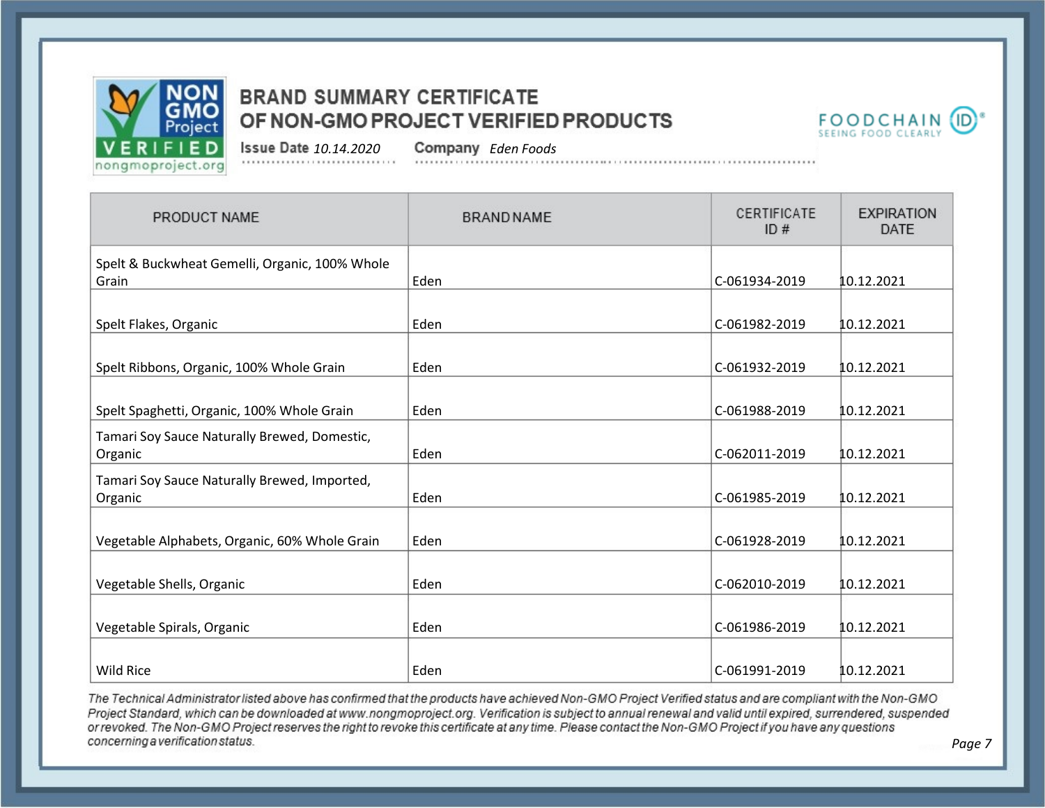# BRAND SUMMARY CERTIFICATE OF NON-GMO PROJECT VERIFIED PRODUCTS

**Issue Date** *10.14.2020* **Company** *Eden Foods*

| PRODUCT NAME | BRAND NAME | CERTIFICATE ID # | EXPIRATION DATE |
|---|---|---|---|
| Spelt & Buckwheat Gemelli, Organic, 100% Whole Grain | Eden | C-061934-2019 | 10.12.2021 |
| Spelt Flakes, Organic | Eden | C-061982-2019 | 10.12.2021 |
| Spelt Ribbons, Organic, 100% Whole Grain | Eden | C-061932-2019 | 10.12.2021 |
| Spelt Spaghetti, Organic, 100% Whole Grain | Eden | C-061988-2019 | 10.12.2021 |
| Tamari Soy Sauce Naturally Brewed, Domestic, Organic | Eden | C-062011-2019 | 10.12.2021 |
| Tamari Soy Sauce Naturally Brewed, Imported, Organic | Eden | C-061985-2019 | 10.12.2021 |
| Vegetable Alphabets, Organic, 60% Whole Grain | Eden | C-061928-2019 | 10.12.2021 |
| Vegetable Shells, Organic | Eden | C-062010-2019 | 10.12.2021 |
| Vegetable Spirals, Organic | Eden | C-061986-2019 | 10.12.2021 |
| Wild Rice | Eden | C-061991-2019 | 10.12.2021 |

*The Technical Administrator listed above has confirmed that the products have achieved Non-GMO Project Verified status and are compliant with the Non-GMO Project Standard, which can be downloaded at www.nongmoproject.org. Verification is subject to annual renewal and valid until expired, surrendered, suspended or revoked. The Non-GMO Project reserves the right to revoke this certificate at any time. Please contact the Non-GMO Project if you have any questions concerning a verification status.*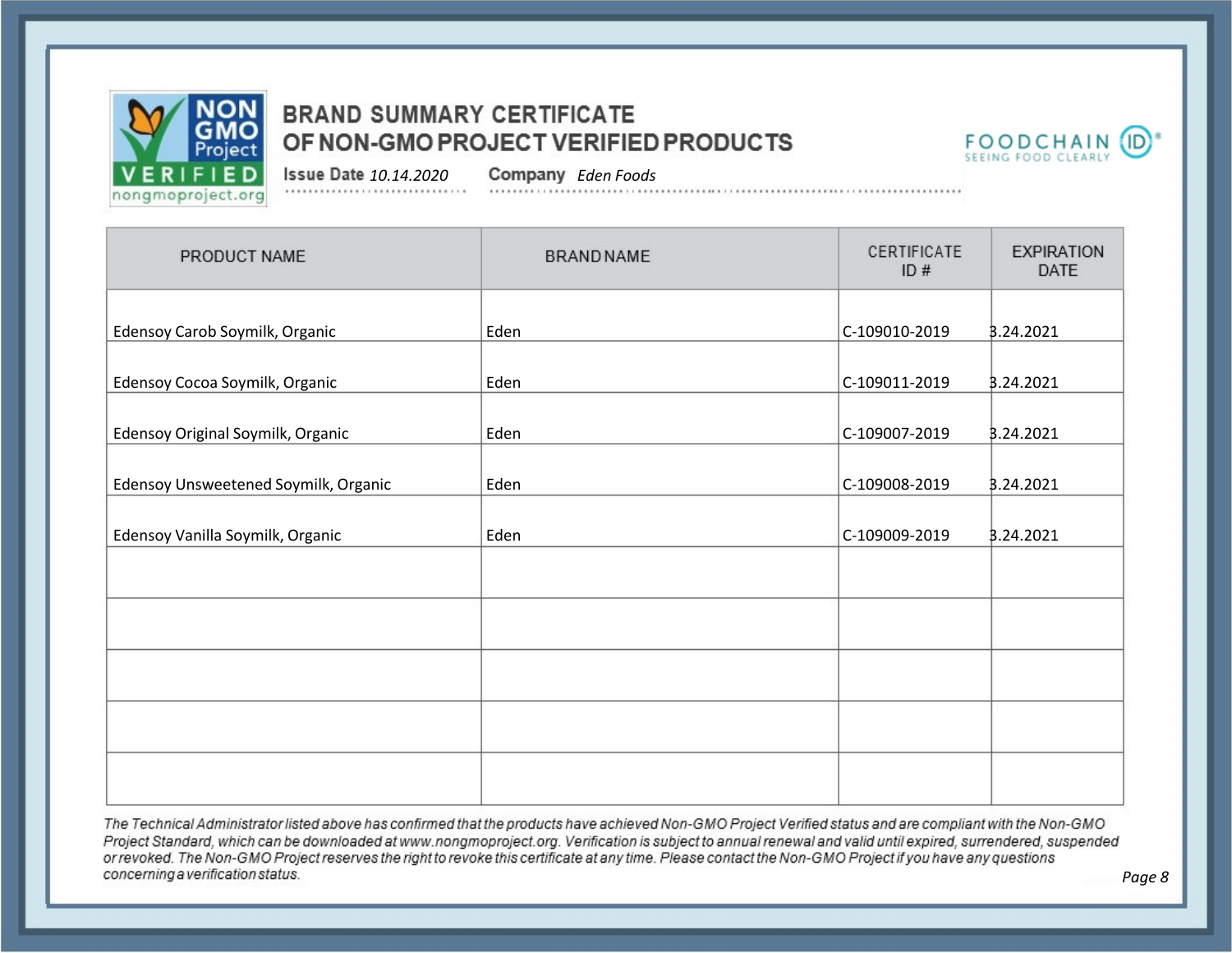# BRAND SUMMARY CERTIFICATE OF NON-GMO PROJECT VERIFIED PRODUCTS

**Issue Date** *10.14.2020* **Company** *Eden Foods*

| PRODUCT NAME | BRAND NAME | CERTIFICATE ID # | EXPIRATION DATE |
|---|---|---|---|
| Edensoy Carob Soymilk, Organic | Eden | C-109010-2019 | 3.24.2021 |
| Edensoy Cocoa Soymilk, Organic | Eden | C-109011-2019 | 3.24.2021 |
| Edensoy Original Soymilk, Organic | Eden | C-109007-2019 | 3.24.2021 |
| Edensoy Unsweetened Soymilk, Organic | Eden | C-109008-2019 | 3.24.2021 |
| Edensoy Vanilla Soymilk, Organic | Eden | C-109009-2019 | 3.24.2021 |
| | | | |
| | | | |
| | | | |
| | | | |
| | | | |

*The Technical Administrator listed above has confirmed that the products have achieved Non-GMO Project Verified status and are compliant with the Non-GMO Project Standard, which can be downloaded at www.nongmoproject.org. Verification is subject to annual renewal and valid until expired, surrendered, suspended or revoked. The Non-GMO Project reserves the right to revoke this certificate at any time. Please contact the Non-GMO Project if you have any questions concerning a verification status.*